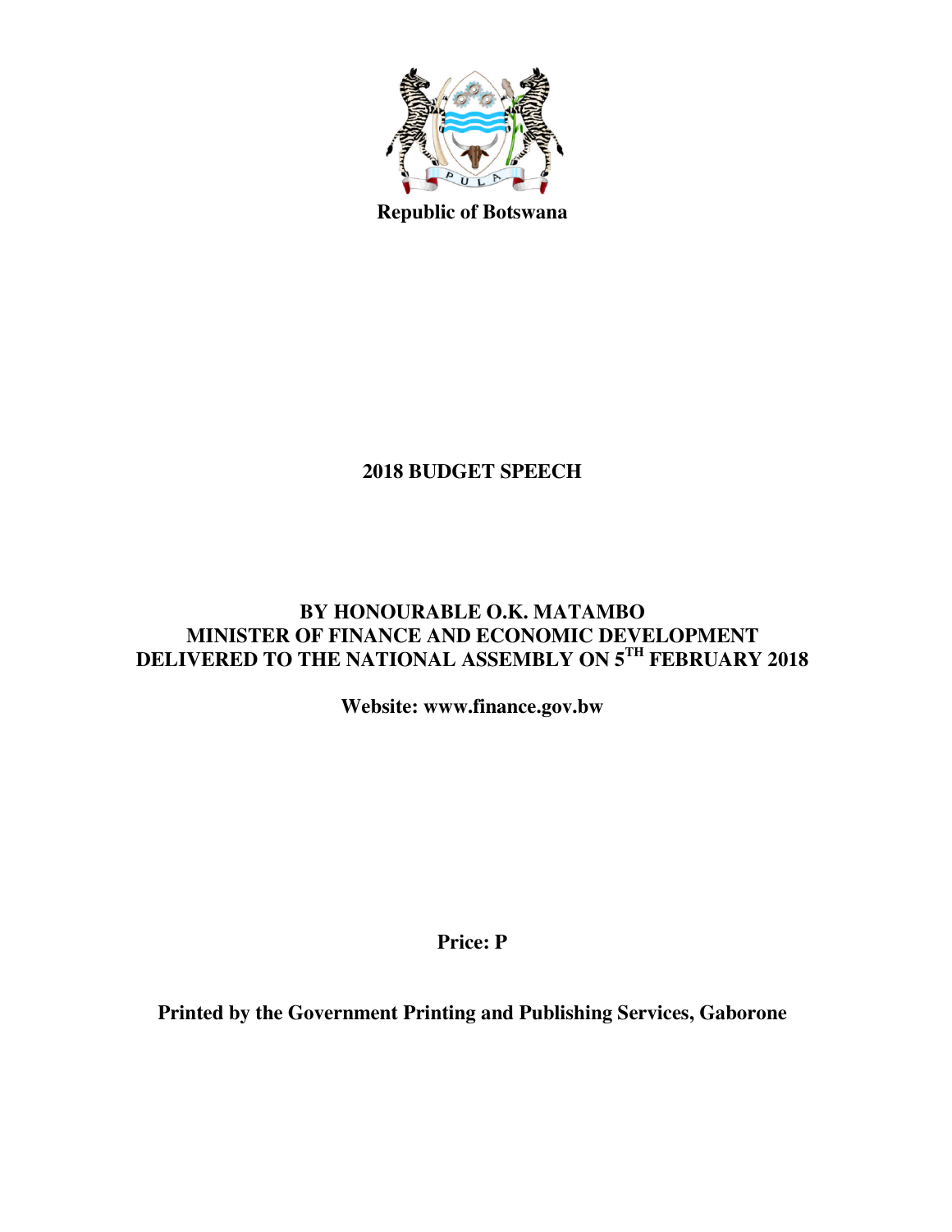**Republic of Botswana**

# 2018 BUDGET SPEECH

**BY HONOURABLE O.K. MATAMBO**
**MINISTER OF FINANCE AND ECONOMIC DEVELOPMENT**
**DELIVERED TO THE NATIONAL ASSEMBLY ON 5TH FEBRUARY 2018**

**Website: www.finance.gov.bw**

**Price: P**

**Printed by the Government Printing and Publishing Services, Gaborone**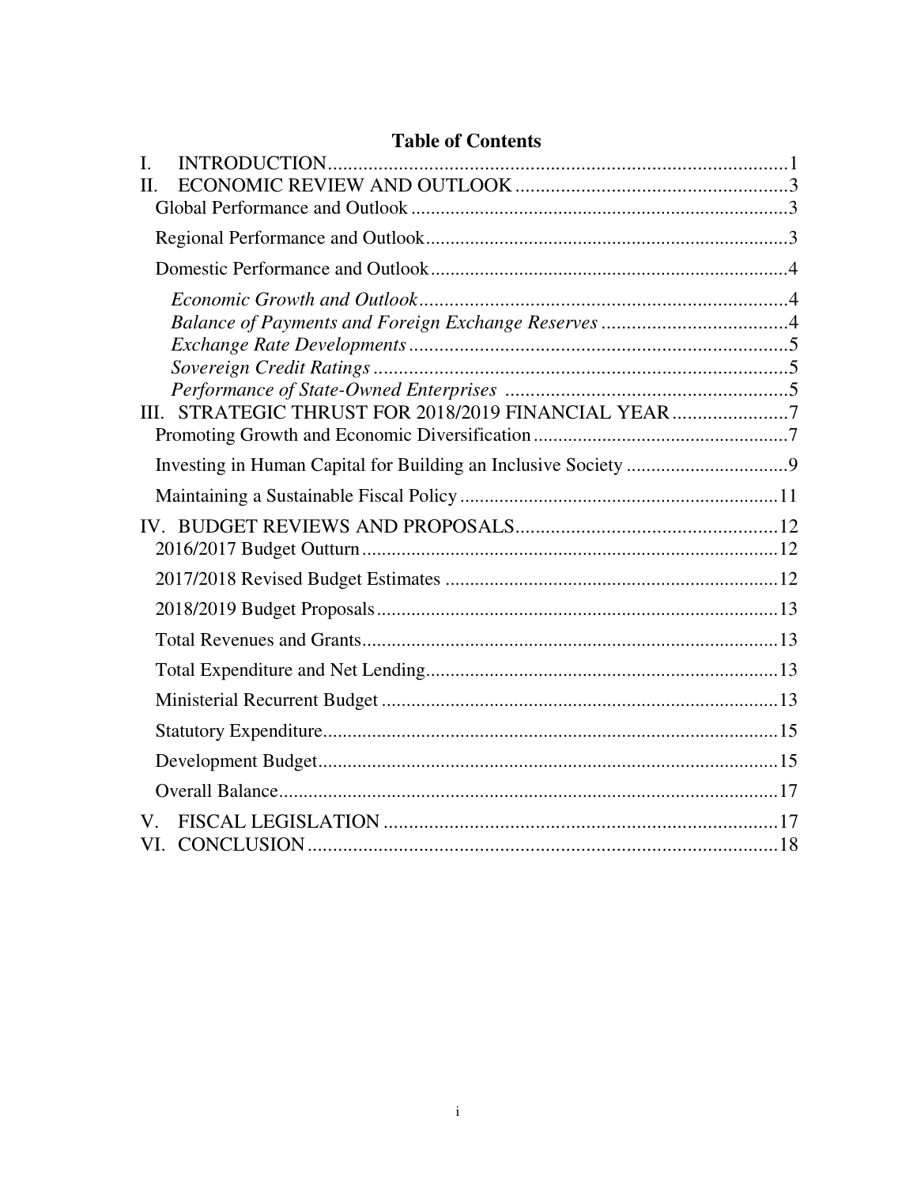## Table of Contents

I. INTRODUCTION ........................................................................................1
II. ECONOMIC REVIEW AND OUTLOOK ......................................................3
- Global Performance and Outlook ..........................................................3
- Regional Performance and Outlook .......................................................3
- Domestic Performance and Outlook ......................................................4
  - *Economic Growth and Outlook* .......................................................4
  - *Balance of Payments and Foreign Exchange Reserves* ......................4
  - *Exchange Rate Developments* ..........................................................5
  - *Sovereign Credit Ratings* .................................................................5
  - *Performance of State-Owned Enterprises* ........................................5

III. STRATEGIC THRUST FOR 2018/2019 FINANCIAL YEAR .......................7
- Promoting Growth and Economic Diversification ...................................7
- Investing in Human Capital for Building an Inclusive Society ................9
- Maintaining a Sustainable Fiscal Policy ..............................................11

IV. BUDGET REVIEWS AND PROPOSALS ...................................................12
- 2016/2017 Budget Outturn ..................................................................12
- 2017/2018 Revised Budget Estimates ..................................................12
- 2018/2019 Budget Proposals ...............................................................13
- Total Revenues and Grants ..................................................................13
- Total Expenditure and Net Lending ......................................................13
- Ministerial Recurrent Budget ...............................................................13
- Statutory Expenditure .........................................................................15
- Development Budget ...........................................................................15
- Overall Balance ...................................................................................17

V. FISCAL LEGISLATION ...........................................................................17
VI. CONCLUSION .......................................................................................18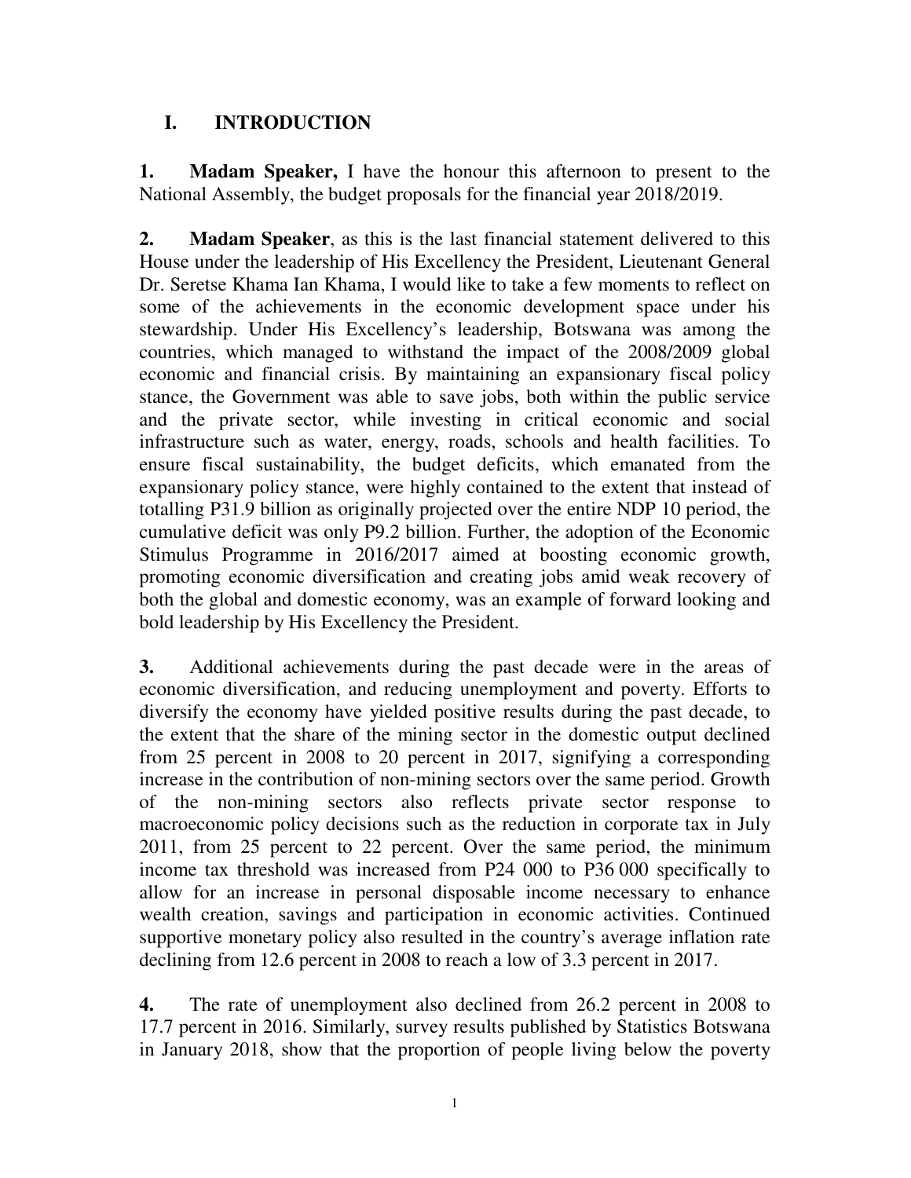## I. INTRODUCTION

**1. Madam Speaker,** I have the honour this afternoon to present to the National Assembly, the budget proposals for the financial year 2018/2019.

**2. Madam Speaker**, as this is the last financial statement delivered to this House under the leadership of His Excellency the President, Lieutenant General Dr. Seretse Khama Ian Khama, I would like to take a few moments to reflect on some of the achievements in the economic development space under his stewardship. Under His Excellency's leadership, Botswana was among the countries, which managed to withstand the impact of the 2008/2009 global economic and financial crisis. By maintaining an expansionary fiscal policy stance, the Government was able to save jobs, both within the public service and the private sector, while investing in critical economic and social infrastructure such as water, energy, roads, schools and health facilities. To ensure fiscal sustainability, the budget deficits, which emanated from the expansionary policy stance, were highly contained to the extent that instead of totalling P31.9 billion as originally projected over the entire NDP 10 period, the cumulative deficit was only P9.2 billion. Further, the adoption of the Economic Stimulus Programme in 2016/2017 aimed at boosting economic growth, promoting economic diversification and creating jobs amid weak recovery of both the global and domestic economy, was an example of forward looking and bold leadership by His Excellency the President.

**3.** Additional achievements during the past decade were in the areas of economic diversification, and reducing unemployment and poverty. Efforts to diversify the economy have yielded positive results during the past decade, to the extent that the share of the mining sector in the domestic output declined from 25 percent in 2008 to 20 percent in 2017, signifying a corresponding increase in the contribution of non-mining sectors over the same period. Growth of the non-mining sectors also reflects private sector response to macroeconomic policy decisions such as the reduction in corporate tax in July 2011, from 25 percent to 22 percent. Over the same period, the minimum income tax threshold was increased from P24 000 to P36 000 specifically to allow for an increase in personal disposable income necessary to enhance wealth creation, savings and participation in economic activities. Continued supportive monetary policy also resulted in the country's average inflation rate declining from 12.6 percent in 2008 to reach a low of 3.3 percent in 2017.

**4.** The rate of unemployment also declined from 26.2 percent in 2008 to 17.7 percent in 2016. Similarly, survey results published by Statistics Botswana in January 2018, show that the proportion of people living below the poverty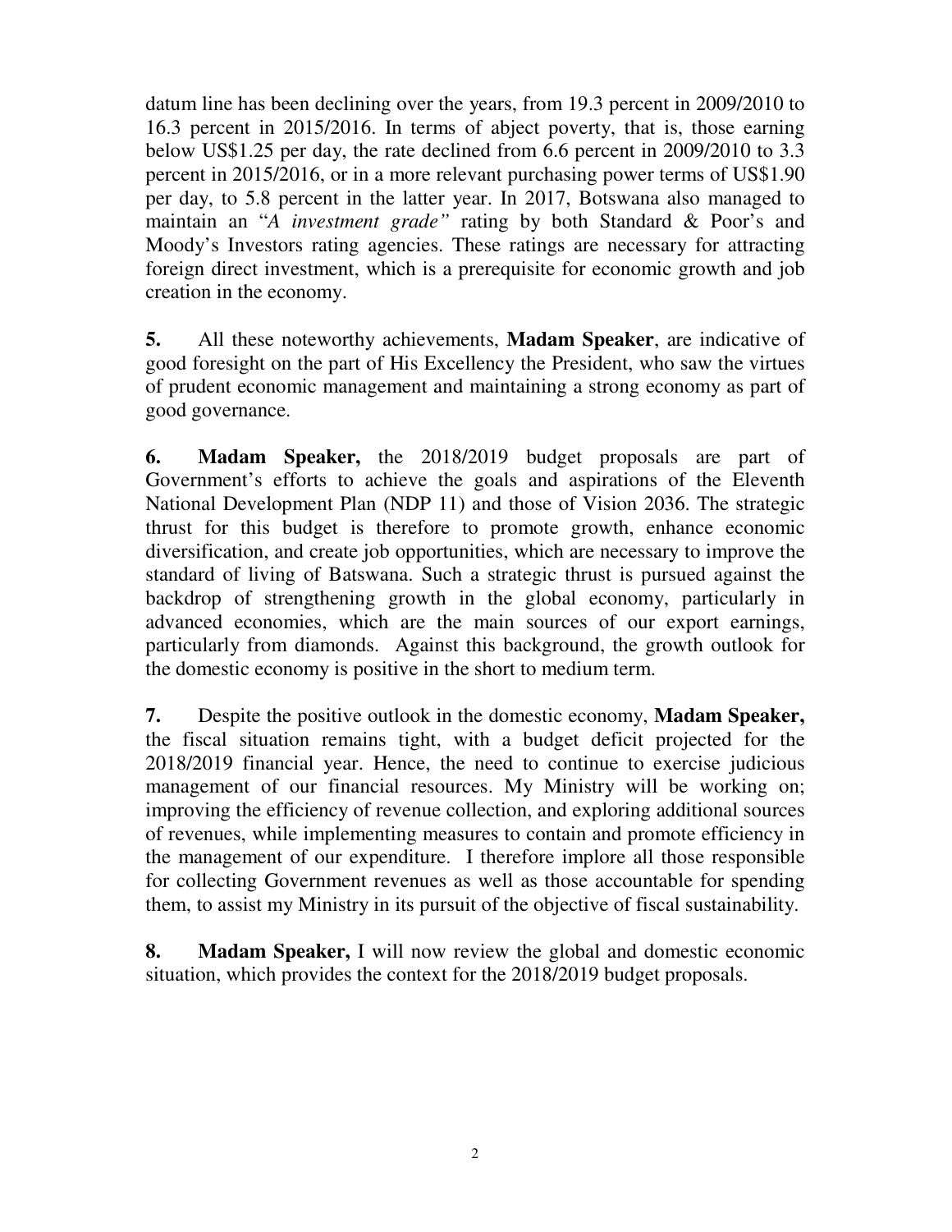datum line has been declining over the years, from 19.3 percent in 2009/2010 to 16.3 percent in 2015/2016. In terms of abject poverty, that is, those earning below US$1.25 per day, the rate declined from 6.6 percent in 2009/2010 to 3.3 percent in 2015/2016, or in a more relevant purchasing power terms of US$1.90 per day, to 5.8 percent in the latter year. In 2017, Botswana also managed to maintain an "*A investment grade"* rating by both Standard & Poor's and Moody's Investors rating agencies. These ratings are necessary for attracting foreign direct investment, which is a prerequisite for economic growth and job creation in the economy.

**5.** All these noteworthy achievements, **Madam Speaker**, are indicative of good foresight on the part of His Excellency the President, who saw the virtues of prudent economic management and maintaining a strong economy as part of good governance.

**6.** **Madam Speaker,** the 2018/2019 budget proposals are part of Government's efforts to achieve the goals and aspirations of the Eleventh National Development Plan (NDP 11) and those of Vision 2036. The strategic thrust for this budget is therefore to promote growth, enhance economic diversification, and create job opportunities, which are necessary to improve the standard of living of Batswana. Such a strategic thrust is pursued against the backdrop of strengthening growth in the global economy, particularly in advanced economies, which are the main sources of our export earnings, particularly from diamonds. Against this background, the growth outlook for the domestic economy is positive in the short to medium term.

**7.** Despite the positive outlook in the domestic economy, **Madam Speaker,** the fiscal situation remains tight, with a budget deficit projected for the 2018/2019 financial year. Hence, the need to continue to exercise judicious management of our financial resources. My Ministry will be working on; improving the efficiency of revenue collection, and exploring additional sources of revenues, while implementing measures to contain and promote efficiency in the management of our expenditure. I therefore implore all those responsible for collecting Government revenues as well as those accountable for spending them, to assist my Ministry in its pursuit of the objective of fiscal sustainability.

**8.** **Madam Speaker,** I will now review the global and domestic economic situation, which provides the context for the 2018/2019 budget proposals.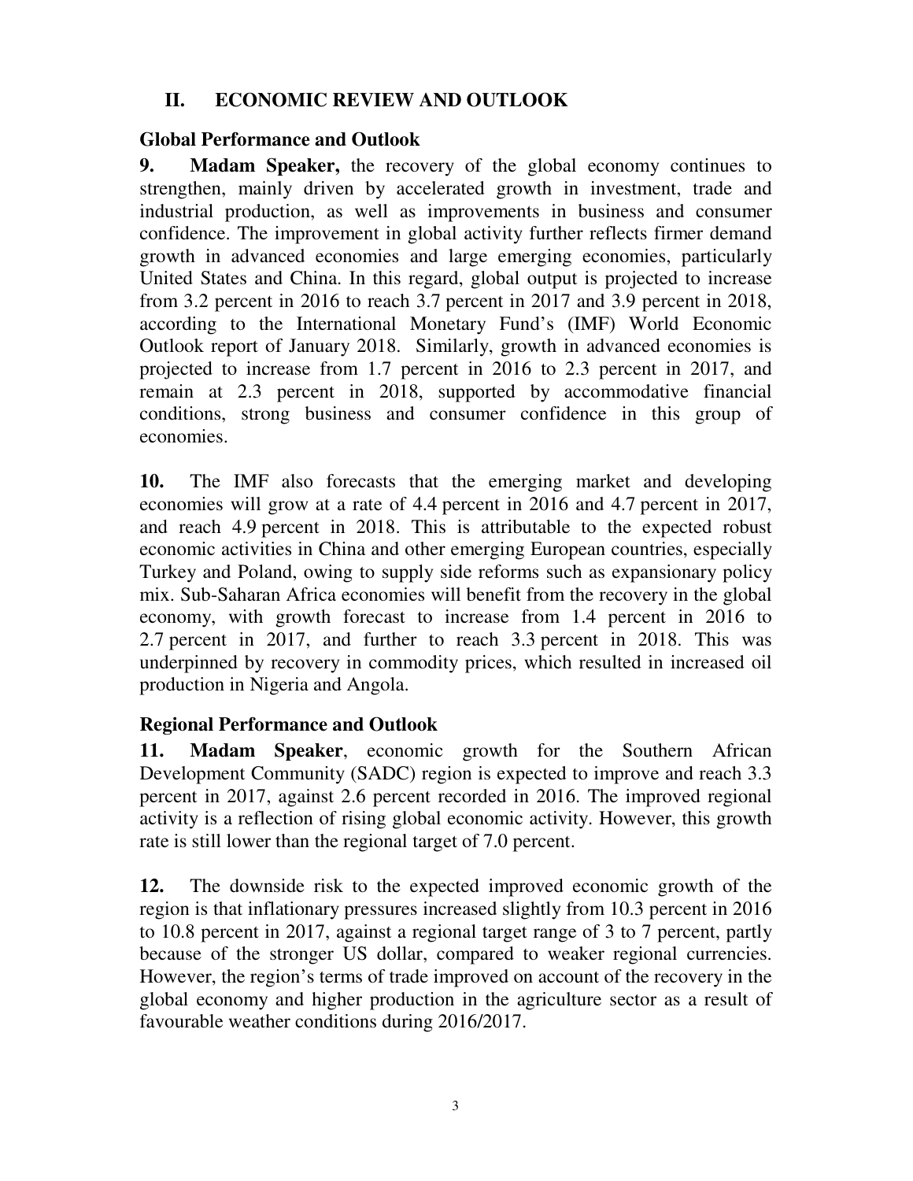## II. ECONOMIC REVIEW AND OUTLOOK

### Global Performance and Outlook

**9. Madam Speaker,** the recovery of the global economy continues to strengthen, mainly driven by accelerated growth in investment, trade and industrial production, as well as improvements in business and consumer confidence. The improvement in global activity further reflects firmer demand growth in advanced economies and large emerging economies, particularly United States and China. In this regard, global output is projected to increase from 3.2 percent in 2016 to reach 3.7 percent in 2017 and 3.9 percent in 2018, according to the International Monetary Fund's (IMF) World Economic Outlook report of January 2018. Similarly, growth in advanced economies is projected to increase from 1.7 percent in 2016 to 2.3 percent in 2017, and remain at 2.3 percent in 2018, supported by accommodative financial conditions, strong business and consumer confidence in this group of economies.

**10.** The IMF also forecasts that the emerging market and developing economies will grow at a rate of 4.4 percent in 2016 and 4.7 percent in 2017, and reach 4.9 percent in 2018. This is attributable to the expected robust economic activities in China and other emerging European countries, especially Turkey and Poland, owing to supply side reforms such as expansionary policy mix. Sub-Saharan Africa economies will benefit from the recovery in the global economy, with growth forecast to increase from 1.4 percent in 2016 to 2.7 percent in 2017, and further to reach 3.3 percent in 2018. This was underpinned by recovery in commodity prices, which resulted in increased oil production in Nigeria and Angola.

### Regional Performance and Outlook

**11. Madam Speaker**, economic growth for the Southern African Development Community (SADC) region is expected to improve and reach 3.3 percent in 2017, against 2.6 percent recorded in 2016. The improved regional activity is a reflection of rising global economic activity. However, this growth rate is still lower than the regional target of 7.0 percent.

**12.** The downside risk to the expected improved economic growth of the region is that inflationary pressures increased slightly from 10.3 percent in 2016 to 10.8 percent in 2017, against a regional target range of 3 to 7 percent, partly because of the stronger US dollar, compared to weaker regional currencies. However, the region's terms of trade improved on account of the recovery in the global economy and higher production in the agriculture sector as a result of favourable weather conditions during 2016/2017.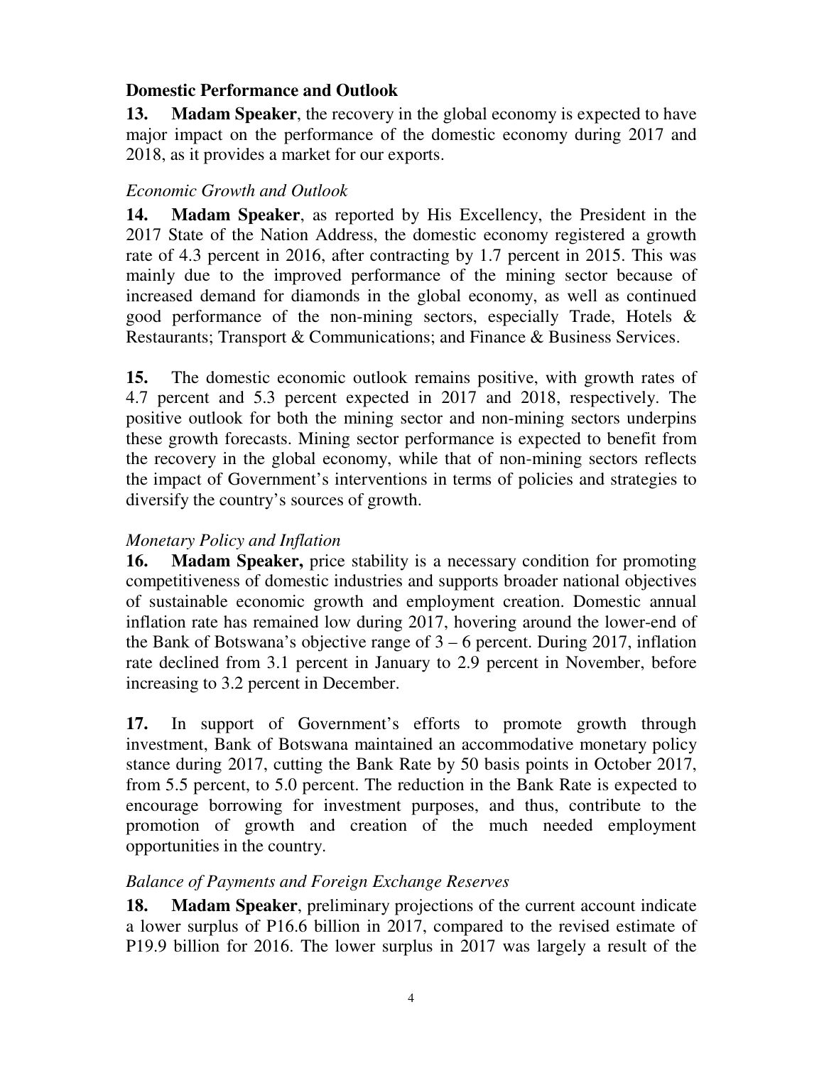## Domestic Performance and Outlook

**13. Madam Speaker**, the recovery in the global economy is expected to have major impact on the performance of the domestic economy during 2017 and 2018, as it provides a market for our exports.

### *Economic Growth and Outlook*

**14. Madam Speaker**, as reported by His Excellency, the President in the 2017 State of the Nation Address, the domestic economy registered a growth rate of 4.3 percent in 2016, after contracting by 1.7 percent in 2015. This was mainly due to the improved performance of the mining sector because of increased demand for diamonds in the global economy, as well as continued good performance of the non-mining sectors, especially Trade, Hotels & Restaurants; Transport & Communications; and Finance & Business Services.

**15.** The domestic economic outlook remains positive, with growth rates of 4.7 percent and 5.3 percent expected in 2017 and 2018, respectively. The positive outlook for both the mining sector and non-mining sectors underpins these growth forecasts. Mining sector performance is expected to benefit from the recovery in the global economy, while that of non-mining sectors reflects the impact of Government's interventions in terms of policies and strategies to diversify the country's sources of growth.

### *Monetary Policy and Inflation*

**16. Madam Speaker,** price stability is a necessary condition for promoting competitiveness of domestic industries and supports broader national objectives of sustainable economic growth and employment creation. Domestic annual inflation rate has remained low during 2017, hovering around the lower-end of the Bank of Botswana's objective range of 3 – 6 percent. During 2017, inflation rate declined from 3.1 percent in January to 2.9 percent in November, before increasing to 3.2 percent in December.

**17.** In support of Government's efforts to promote growth through investment, Bank of Botswana maintained an accommodative monetary policy stance during 2017, cutting the Bank Rate by 50 basis points in October 2017, from 5.5 percent, to 5.0 percent. The reduction in the Bank Rate is expected to encourage borrowing for investment purposes, and thus, contribute to the promotion of growth and creation of the much needed employment opportunities in the country.

### *Balance of Payments and Foreign Exchange Reserves*

**18. Madam Speaker**, preliminary projections of the current account indicate a lower surplus of P16.6 billion in 2017, compared to the revised estimate of P19.9 billion for 2016. The lower surplus in 2017 was largely a result of the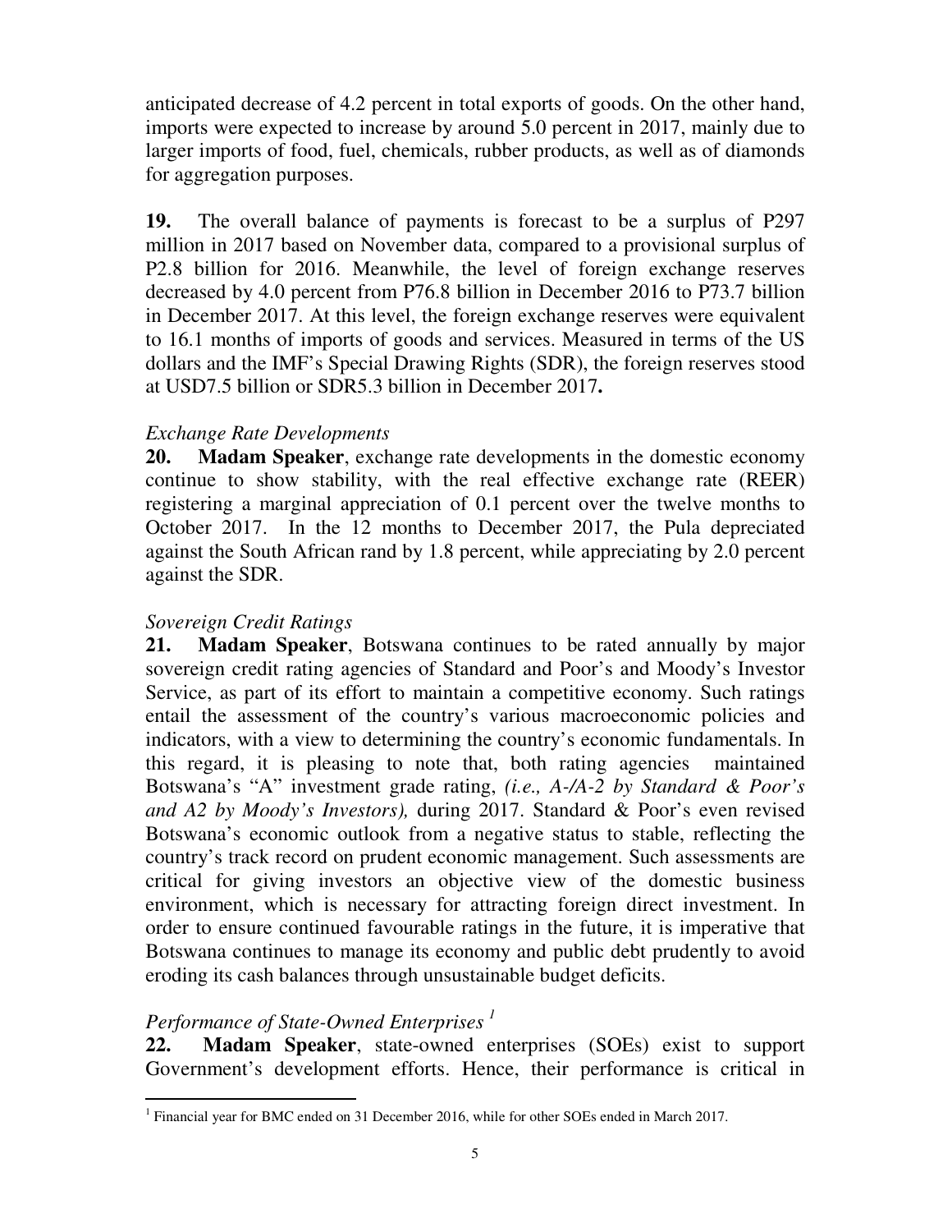anticipated decrease of 4.2 percent in total exports of goods. On the other hand, imports were expected to increase by around 5.0 percent in 2017, mainly due to larger imports of food, fuel, chemicals, rubber products, as well as of diamonds for aggregation purposes.

**19.** The overall balance of payments is forecast to be a surplus of P297 million in 2017 based on November data, compared to a provisional surplus of P2.8 billion for 2016. Meanwhile, the level of foreign exchange reserves decreased by 4.0 percent from P76.8 billion in December 2016 to P73.7 billion in December 2017. At this level, the foreign exchange reserves were equivalent to 16.1 months of imports of goods and services. Measured in terms of the US dollars and the IMF's Special Drawing Rights (SDR), the foreign reserves stood at USD7.5 billion or SDR5.3 billion in December 2017**.**

*Exchange Rate Developments*

**20. Madam Speaker**, exchange rate developments in the domestic economy continue to show stability, with the real effective exchange rate (REER) registering a marginal appreciation of 0.1 percent over the twelve months to October 2017. In the 12 months to December 2017, the Pula depreciated against the South African rand by 1.8 percent, while appreciating by 2.0 percent against the SDR.

*Sovereign Credit Ratings*

**21. Madam Speaker**, Botswana continues to be rated annually by major sovereign credit rating agencies of Standard and Poor's and Moody's Investor Service, as part of its effort to maintain a competitive economy. Such ratings entail the assessment of the country's various macroeconomic policies and indicators, with a view to determining the country's economic fundamentals. In this regard, it is pleasing to note that, both rating agencies maintained Botswana's "A" investment grade rating, *(i.e., A-/A-2 by Standard & Poor's and A2 by Moody's Investors),* during 2017. Standard & Poor's even revised Botswana's economic outlook from a negative status to stable, reflecting the country's track record on prudent economic management. Such assessments are critical for giving investors an objective view of the domestic business environment, which is necessary for attracting foreign direct investment. In order to ensure continued favourable ratings in the future, it is imperative that Botswana continues to manage its economy and public debt prudently to avoid eroding its cash balances through unsustainable budget deficits.

*Performance of State-Owned Enterprises [1]*

**22. Madam Speaker**, state-owned enterprises (SOEs) exist to support Government's development efforts. Hence, their performance is critical in

[1] Financial year for BMC ended on 31 December 2016, while for other SOEs ended in March 2017.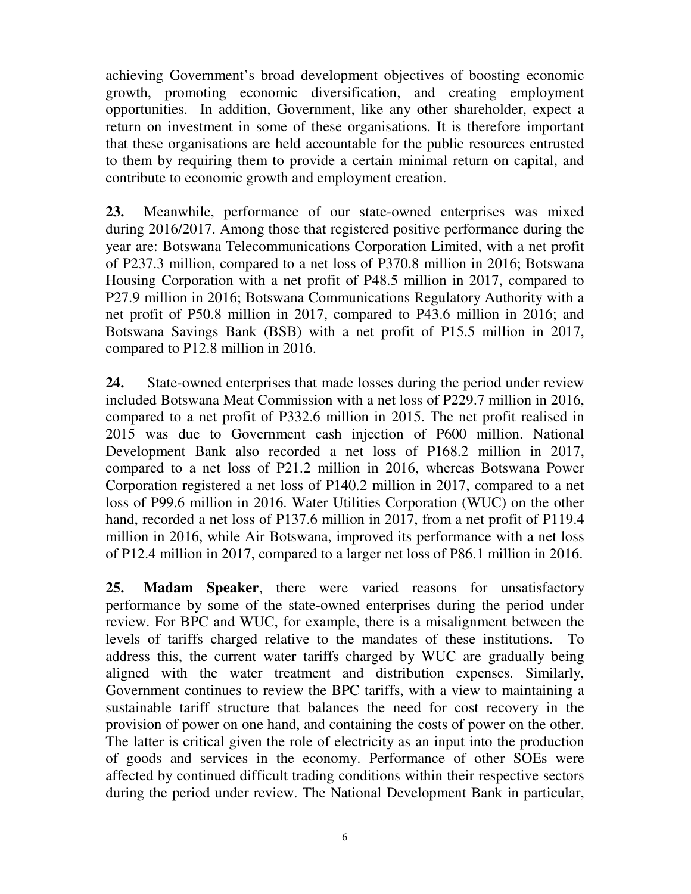achieving Government's broad development objectives of boosting economic growth, promoting economic diversification, and creating employment opportunities. In addition, Government, like any other shareholder, expect a return on investment in some of these organisations. It is therefore important that these organisations are held accountable for the public resources entrusted to them by requiring them to provide a certain minimal return on capital, and contribute to economic growth and employment creation.

**23.** Meanwhile, performance of our state-owned enterprises was mixed during 2016/2017. Among those that registered positive performance during the year are: Botswana Telecommunications Corporation Limited, with a net profit of P237.3 million, compared to a net loss of P370.8 million in 2016; Botswana Housing Corporation with a net profit of P48.5 million in 2017, compared to P27.9 million in 2016; Botswana Communications Regulatory Authority with a net profit of P50.8 million in 2017, compared to P43.6 million in 2016; and Botswana Savings Bank (BSB) with a net profit of P15.5 million in 2017, compared to P12.8 million in 2016.

**24.** State-owned enterprises that made losses during the period under review included Botswana Meat Commission with a net loss of P229.7 million in 2016, compared to a net profit of P332.6 million in 2015. The net profit realised in 2015 was due to Government cash injection of P600 million. National Development Bank also recorded a net loss of P168.2 million in 2017, compared to a net loss of P21.2 million in 2016, whereas Botswana Power Corporation registered a net loss of P140.2 million in 2017, compared to a net loss of P99.6 million in 2016. Water Utilities Corporation (WUC) on the other hand, recorded a net loss of P137.6 million in 2017, from a net profit of P119.4 million in 2016, while Air Botswana, improved its performance with a net loss of P12.4 million in 2017, compared to a larger net loss of P86.1 million in 2016.

**25.** **Madam Speaker**, there were varied reasons for unsatisfactory performance by some of the state-owned enterprises during the period under review. For BPC and WUC, for example, there is a misalignment between the levels of tariffs charged relative to the mandates of these institutions. To address this, the current water tariffs charged by WUC are gradually being aligned with the water treatment and distribution expenses. Similarly, Government continues to review the BPC tariffs, with a view to maintaining a sustainable tariff structure that balances the need for cost recovery in the provision of power on one hand, and containing the costs of power on the other. The latter is critical given the role of electricity as an input into the production of goods and services in the economy. Performance of other SOEs were affected by continued difficult trading conditions within their respective sectors during the period under review. The National Development Bank in particular,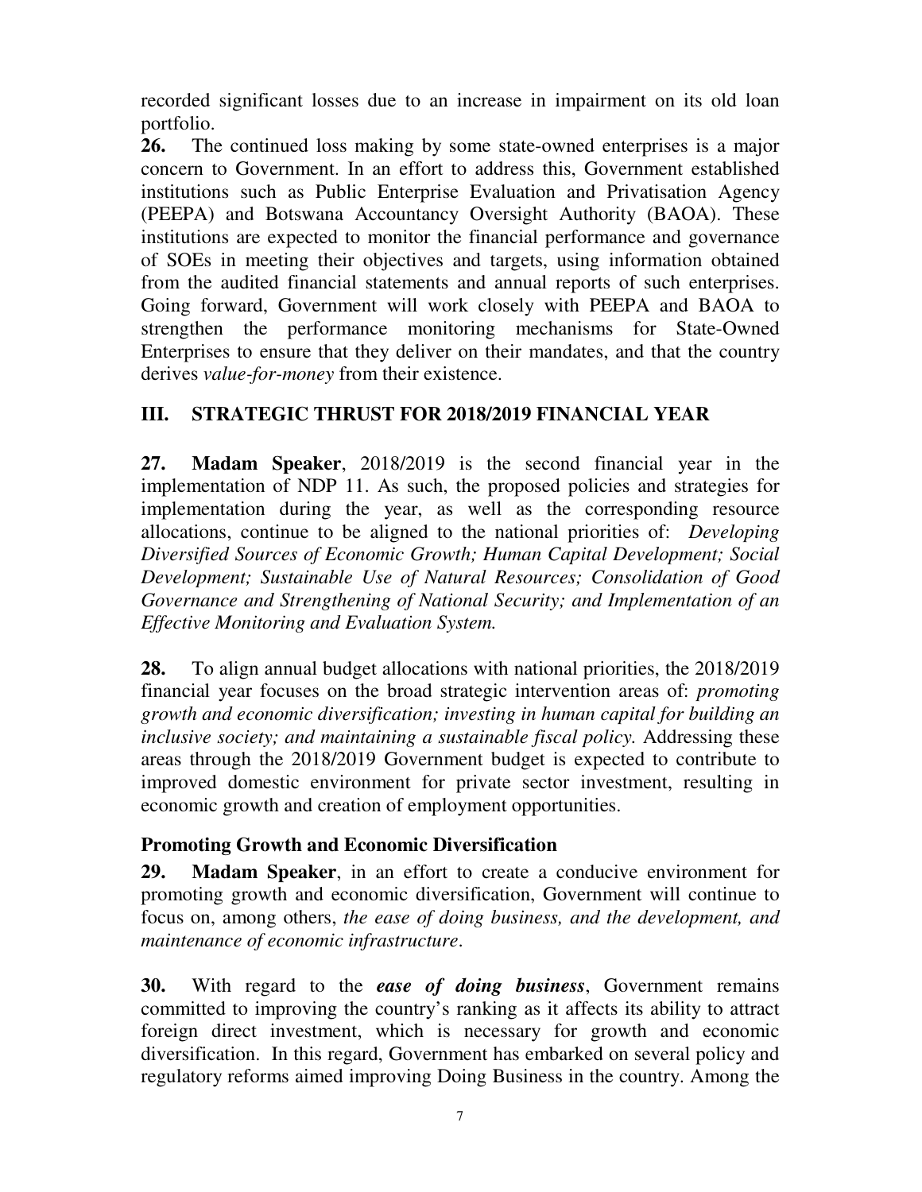recorded significant losses due to an increase in impairment on its old loan portfolio.

**26.** The continued loss making by some state-owned enterprises is a major concern to Government. In an effort to address this, Government established institutions such as Public Enterprise Evaluation and Privatisation Agency (PEEPA) and Botswana Accountancy Oversight Authority (BAOA). These institutions are expected to monitor the financial performance and governance of SOEs in meeting their objectives and targets, using information obtained from the audited financial statements and annual reports of such enterprises. Going forward, Government will work closely with PEEPA and BAOA to strengthen the performance monitoring mechanisms for State-Owned Enterprises to ensure that they deliver on their mandates, and that the country derives *value-for-money* from their existence.

## III. STRATEGIC THRUST FOR 2018/2019 FINANCIAL YEAR

**27.** **Madam Speaker**, 2018/2019 is the second financial year in the implementation of NDP 11. As such, the proposed policies and strategies for implementation during the year, as well as the corresponding resource allocations, continue to be aligned to the national priorities of: *Developing Diversified Sources of Economic Growth; Human Capital Development; Social Development; Sustainable Use of Natural Resources; Consolidation of Good Governance and Strengthening of National Security; and Implementation of an Effective Monitoring and Evaluation System.*

**28.** To align annual budget allocations with national priorities, the 2018/2019 financial year focuses on the broad strategic intervention areas of: *promoting growth and economic diversification; investing in human capital for building an inclusive society; and maintaining a sustainable fiscal policy.* Addressing these areas through the 2018/2019 Government budget is expected to contribute to improved domestic environment for private sector investment, resulting in economic growth and creation of employment opportunities.

### Promoting Growth and Economic Diversification

**29.** **Madam Speaker**, in an effort to create a conducive environment for promoting growth and economic diversification, Government will continue to focus on, among others, *the ease of doing business, and the development, and maintenance of economic infrastructure*.

**30.** With regard to the ***ease of doing business***, Government remains committed to improving the country's ranking as it affects its ability to attract foreign direct investment, which is necessary for growth and economic diversification. In this regard, Government has embarked on several policy and regulatory reforms aimed improving Doing Business in the country. Among the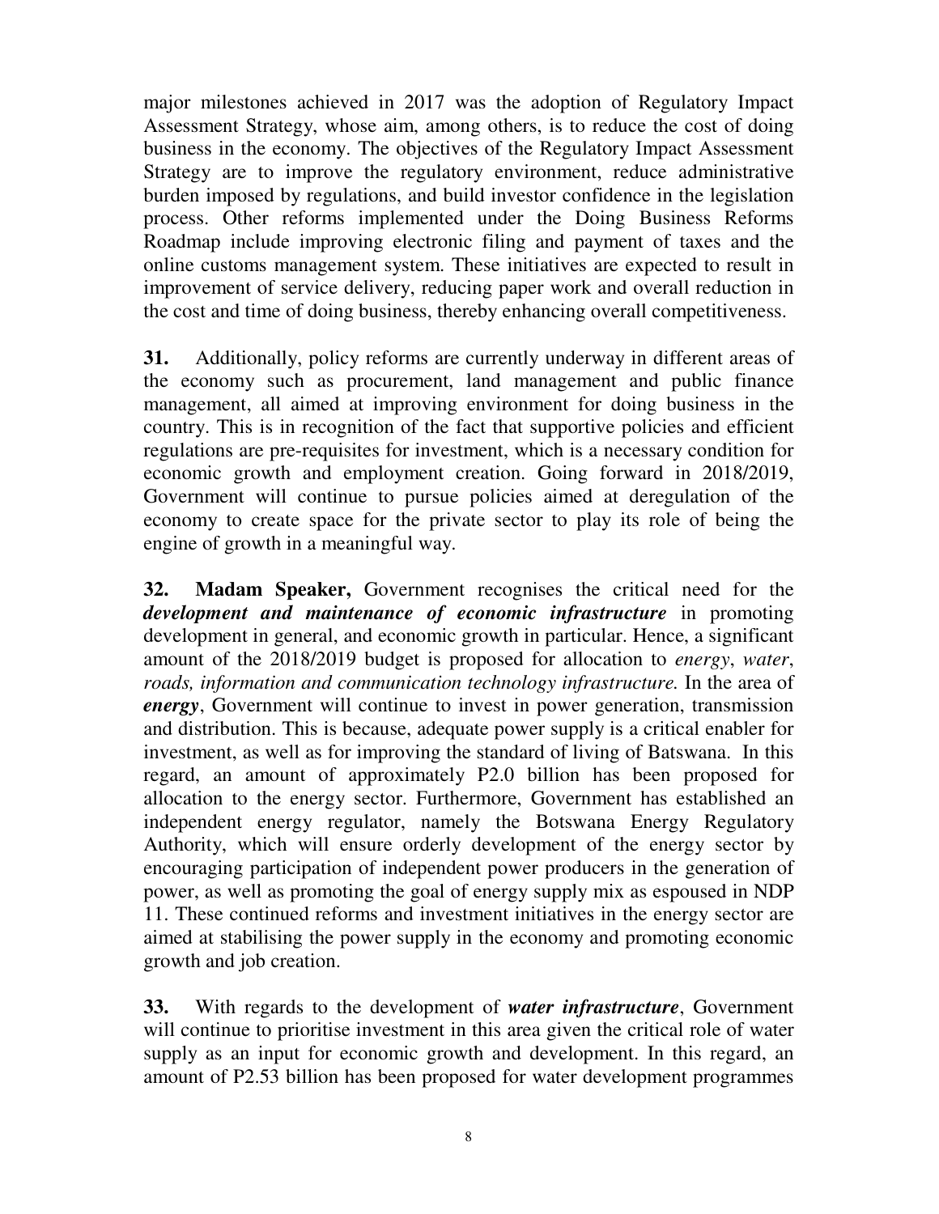major milestones achieved in 2017 was the adoption of Regulatory Impact Assessment Strategy, whose aim, among others, is to reduce the cost of doing business in the economy. The objectives of the Regulatory Impact Assessment Strategy are to improve the regulatory environment, reduce administrative burden imposed by regulations, and build investor confidence in the legislation process. Other reforms implemented under the Doing Business Reforms Roadmap include improving electronic filing and payment of taxes and the online customs management system. These initiatives are expected to result in improvement of service delivery, reducing paper work and overall reduction in the cost and time of doing business, thereby enhancing overall competitiveness.

**31.** Additionally, policy reforms are currently underway in different areas of the economy such as procurement, land management and public finance management, all aimed at improving environment for doing business in the country. This is in recognition of the fact that supportive policies and efficient regulations are pre-requisites for investment, which is a necessary condition for economic growth and employment creation. Going forward in 2018/2019, Government will continue to pursue policies aimed at deregulation of the economy to create space for the private sector to play its role of being the engine of growth in a meaningful way.

**32. Madam Speaker,** Government recognises the critical need for the ***development and maintenance of economic infrastructure*** in promoting development in general, and economic growth in particular. Hence, a significant amount of the 2018/2019 budget is proposed for allocation to *energy*, *water*, *roads, information and communication technology infrastructure.* In the area of ***energy***, Government will continue to invest in power generation, transmission and distribution. This is because, adequate power supply is a critical enabler for investment, as well as for improving the standard of living of Batswana. In this regard, an amount of approximately P2.0 billion has been proposed for allocation to the energy sector. Furthermore, Government has established an independent energy regulator, namely the Botswana Energy Regulatory Authority, which will ensure orderly development of the energy sector by encouraging participation of independent power producers in the generation of power, as well as promoting the goal of energy supply mix as espoused in NDP 11. These continued reforms and investment initiatives in the energy sector are aimed at stabilising the power supply in the economy and promoting economic growth and job creation.

**33.** With regards to the development of ***water infrastructure***, Government will continue to prioritise investment in this area given the critical role of water supply as an input for economic growth and development. In this regard, an amount of P2.53 billion has been proposed for water development programmes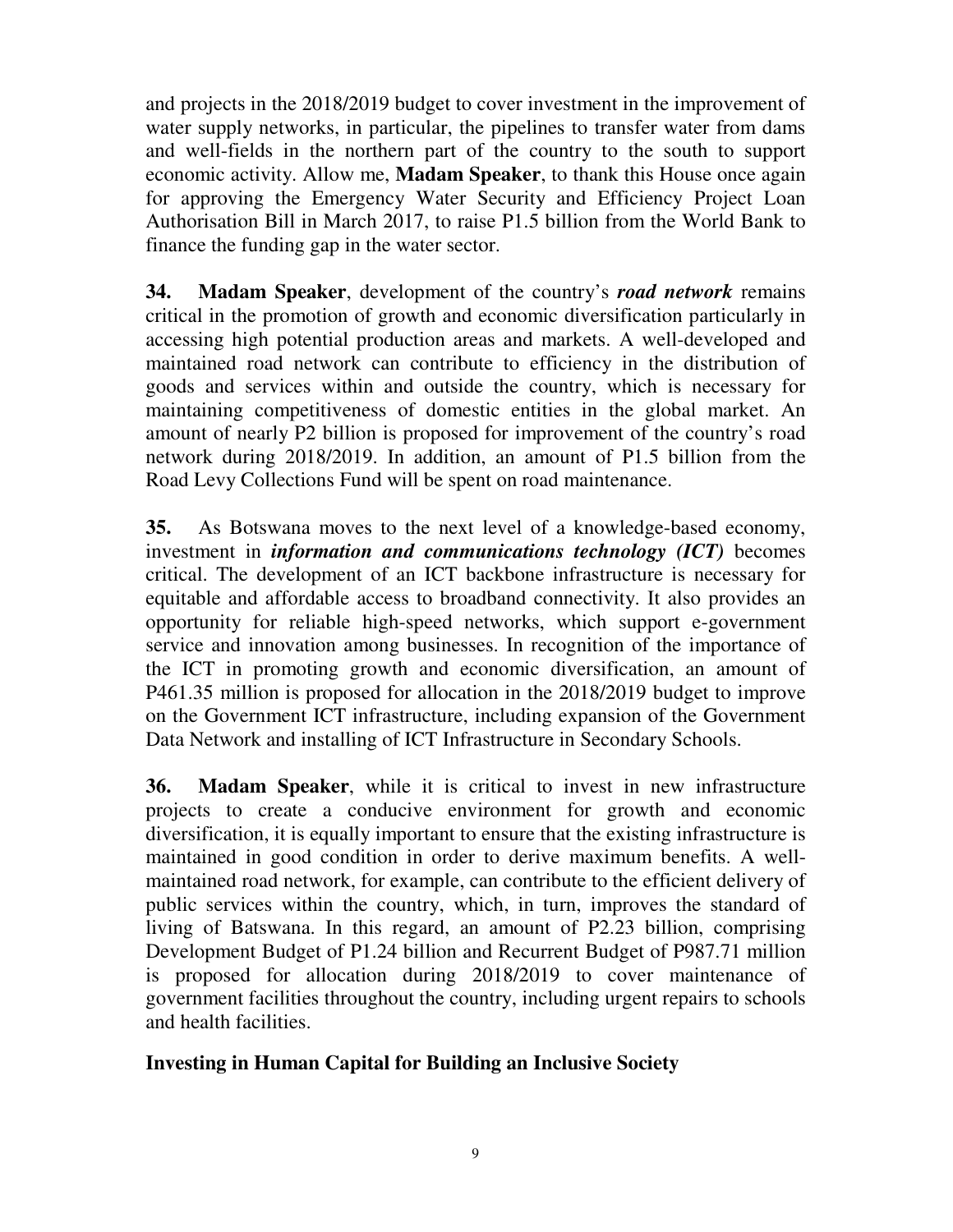and projects in the 2018/2019 budget to cover investment in the improvement of water supply networks, in particular, the pipelines to transfer water from dams and well-fields in the northern part of the country to the south to support economic activity. Allow me, **Madam Speaker**, to thank this House once again for approving the Emergency Water Security and Efficiency Project Loan Authorisation Bill in March 2017, to raise P1.5 billion from the World Bank to finance the funding gap in the water sector.

**34.** **Madam Speaker**, development of the country's ***road network*** remains critical in the promotion of growth and economic diversification particularly in accessing high potential production areas and markets. A well-developed and maintained road network can contribute to efficiency in the distribution of goods and services within and outside the country, which is necessary for maintaining competitiveness of domestic entities in the global market. An amount of nearly P2 billion is proposed for improvement of the country's road network during 2018/2019. In addition, an amount of P1.5 billion from the Road Levy Collections Fund will be spent on road maintenance.

**35.** As Botswana moves to the next level of a knowledge-based economy, investment in ***information and communications technology (ICT)*** becomes critical. The development of an ICT backbone infrastructure is necessary for equitable and affordable access to broadband connectivity. It also provides an opportunity for reliable high-speed networks, which support e-government service and innovation among businesses. In recognition of the importance of the ICT in promoting growth and economic diversification, an amount of P461.35 million is proposed for allocation in the 2018/2019 budget to improve on the Government ICT infrastructure, including expansion of the Government Data Network and installing of ICT Infrastructure in Secondary Schools.

**36.** **Madam Speaker**, while it is critical to invest in new infrastructure projects to create a conducive environment for growth and economic diversification, it is equally important to ensure that the existing infrastructure is maintained in good condition in order to derive maximum benefits. A well-maintained road network, for example, can contribute to the efficient delivery of public services within the country, which, in turn, improves the standard of living of Batswana. In this regard, an amount of P2.23 billion, comprising Development Budget of P1.24 billion and Recurrent Budget of P987.71 million is proposed for allocation during 2018/2019 to cover maintenance of government facilities throughout the country, including urgent repairs to schools and health facilities.

**Investing in Human Capital for Building an Inclusive Society**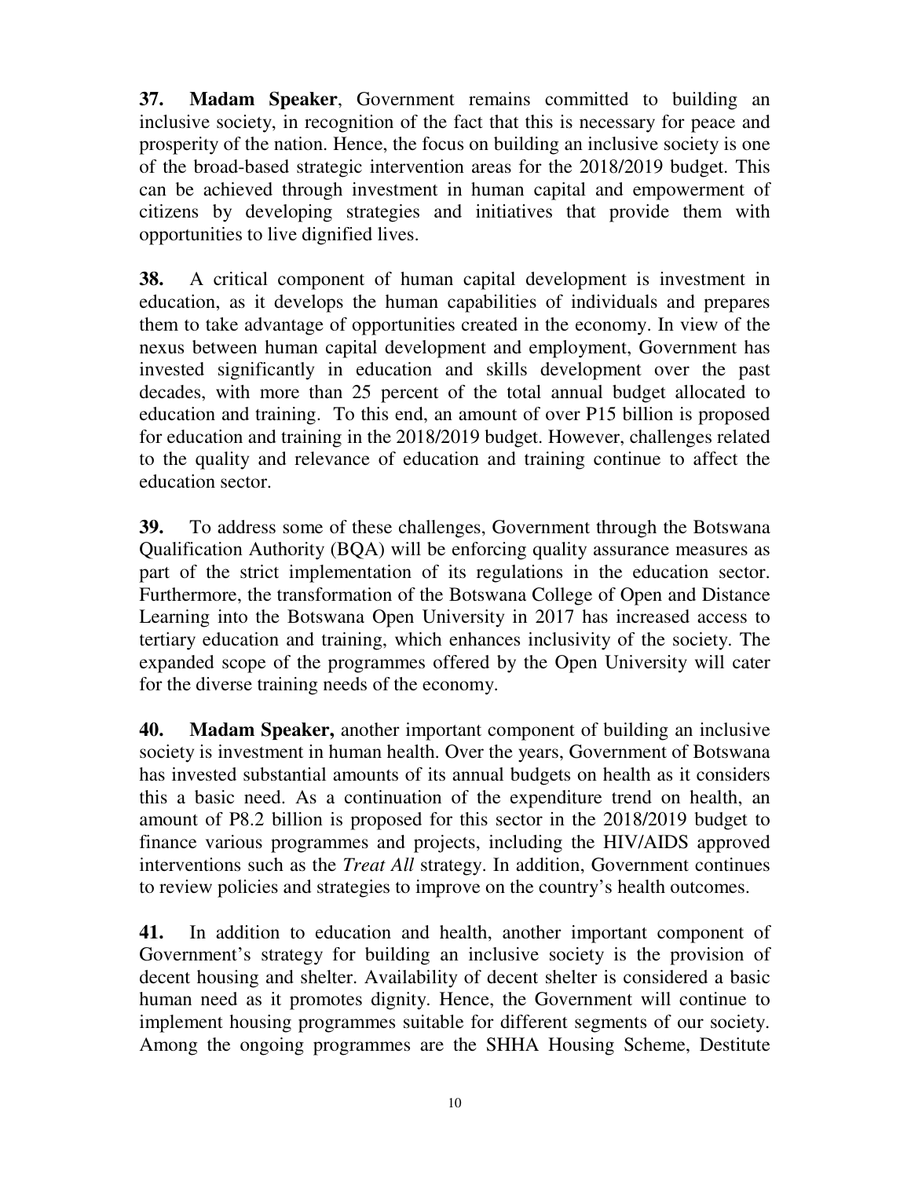**37. Madam Speaker**, Government remains committed to building an inclusive society, in recognition of the fact that this is necessary for peace and prosperity of the nation. Hence, the focus on building an inclusive society is one of the broad-based strategic intervention areas for the 2018/2019 budget. This can be achieved through investment in human capital and empowerment of citizens by developing strategies and initiatives that provide them with opportunities to live dignified lives.

**38.** A critical component of human capital development is investment in education, as it develops the human capabilities of individuals and prepares them to take advantage of opportunities created in the economy. In view of the nexus between human capital development and employment, Government has invested significantly in education and skills development over the past decades, with more than 25 percent of the total annual budget allocated to education and training. To this end, an amount of over P15 billion is proposed for education and training in the 2018/2019 budget. However, challenges related to the quality and relevance of education and training continue to affect the education sector.

**39.** To address some of these challenges, Government through the Botswana Qualification Authority (BQA) will be enforcing quality assurance measures as part of the strict implementation of its regulations in the education sector. Furthermore, the transformation of the Botswana College of Open and Distance Learning into the Botswana Open University in 2017 has increased access to tertiary education and training, which enhances inclusivity of the society. The expanded scope of the programmes offered by the Open University will cater for the diverse training needs of the economy.

**40. Madam Speaker,** another important component of building an inclusive society is investment in human health. Over the years, Government of Botswana has invested substantial amounts of its annual budgets on health as it considers this a basic need. As a continuation of the expenditure trend on health, an amount of P8.2 billion is proposed for this sector in the 2018/2019 budget to finance various programmes and projects, including the HIV/AIDS approved interventions such as the *Treat All* strategy. In addition, Government continues to review policies and strategies to improve on the country's health outcomes.

**41.** In addition to education and health, another important component of Government's strategy for building an inclusive society is the provision of decent housing and shelter. Availability of decent shelter is considered a basic human need as it promotes dignity. Hence, the Government will continue to implement housing programmes suitable for different segments of our society. Among the ongoing programmes are the SHHA Housing Scheme, Destitute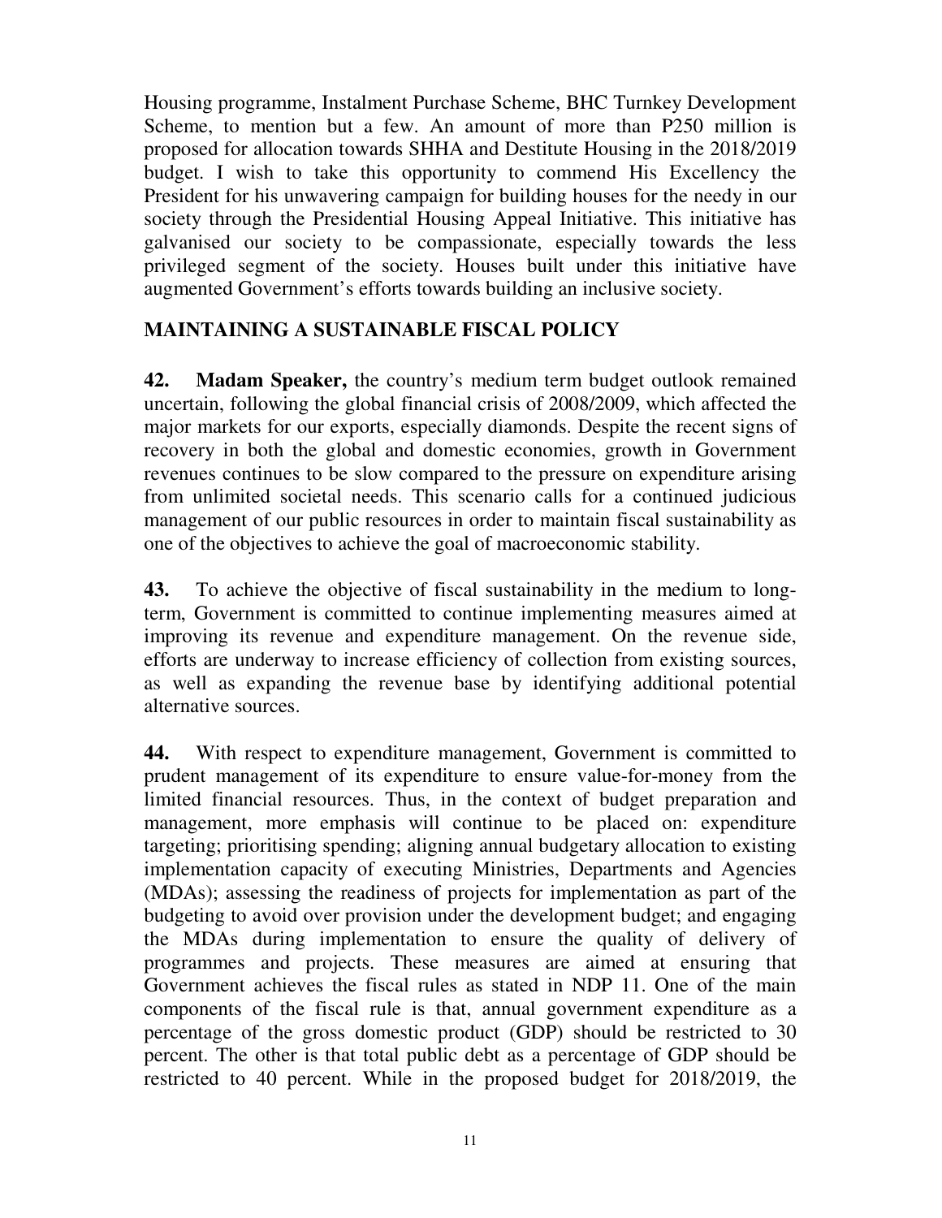Housing programme, Instalment Purchase Scheme, BHC Turnkey Development Scheme, to mention but a few. An amount of more than P250 million is proposed for allocation towards SHHA and Destitute Housing in the 2018/2019 budget. I wish to take this opportunity to commend His Excellency the President for his unwavering campaign for building houses for the needy in our society through the Presidential Housing Appeal Initiative. This initiative has galvanised our society to be compassionate, especially towards the less privileged segment of the society. Houses built under this initiative have augmented Government's efforts towards building an inclusive society.

## MAINTAINING A SUSTAINABLE FISCAL POLICY

**42. Madam Speaker,** the country's medium term budget outlook remained uncertain, following the global financial crisis of 2008/2009, which affected the major markets for our exports, especially diamonds. Despite the recent signs of recovery in both the global and domestic economies, growth in Government revenues continues to be slow compared to the pressure on expenditure arising from unlimited societal needs. This scenario calls for a continued judicious management of our public resources in order to maintain fiscal sustainability as one of the objectives to achieve the goal of macroeconomic stability.

**43.** To achieve the objective of fiscal sustainability in the medium to long-term, Government is committed to continue implementing measures aimed at improving its revenue and expenditure management. On the revenue side, efforts are underway to increase efficiency of collection from existing sources, as well as expanding the revenue base by identifying additional potential alternative sources.

**44.** With respect to expenditure management, Government is committed to prudent management of its expenditure to ensure value-for-money from the limited financial resources. Thus, in the context of budget preparation and management, more emphasis will continue to be placed on: expenditure targeting; prioritising spending; aligning annual budgetary allocation to existing implementation capacity of executing Ministries, Departments and Agencies (MDAs); assessing the readiness of projects for implementation as part of the budgeting to avoid over provision under the development budget; and engaging the MDAs during implementation to ensure the quality of delivery of programmes and projects. These measures are aimed at ensuring that Government achieves the fiscal rules as stated in NDP 11. One of the main components of the fiscal rule is that, annual government expenditure as a percentage of the gross domestic product (GDP) should be restricted to 30 percent. The other is that total public debt as a percentage of GDP should be restricted to 40 percent. While in the proposed budget for 2018/2019, the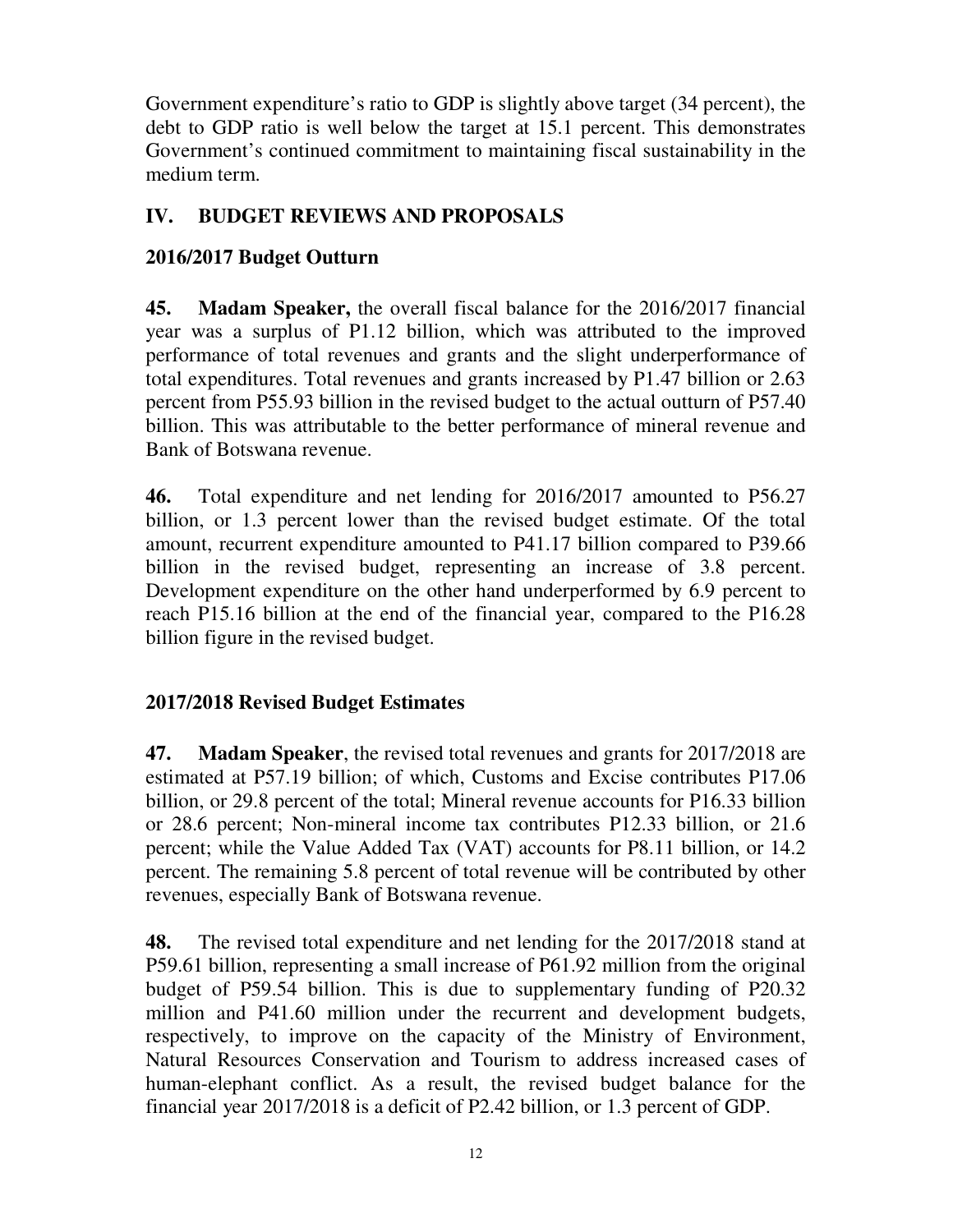Government expenditure's ratio to GDP is slightly above target (34 percent), the debt to GDP ratio is well below the target at 15.1 percent. This demonstrates Government's continued commitment to maintaining fiscal sustainability in the medium term.

## IV. BUDGET REVIEWS AND PROPOSALS

### 2016/2017 Budget Outturn

**45. Madam Speaker,** the overall fiscal balance for the 2016/2017 financial year was a surplus of P1.12 billion, which was attributed to the improved performance of total revenues and grants and the slight underperformance of total expenditures. Total revenues and grants increased by P1.47 billion or 2.63 percent from P55.93 billion in the revised budget to the actual outturn of P57.40 billion. This was attributable to the better performance of mineral revenue and Bank of Botswana revenue.

**46.** Total expenditure and net lending for 2016/2017 amounted to P56.27 billion, or 1.3 percent lower than the revised budget estimate. Of the total amount, recurrent expenditure amounted to P41.17 billion compared to P39.66 billion in the revised budget, representing an increase of 3.8 percent. Development expenditure on the other hand underperformed by 6.9 percent to reach P15.16 billion at the end of the financial year, compared to the P16.28 billion figure in the revised budget.

### 2017/2018 Revised Budget Estimates

**47. Madam Speaker**, the revised total revenues and grants for 2017/2018 are estimated at P57.19 billion; of which, Customs and Excise contributes P17.06 billion, or 29.8 percent of the total; Mineral revenue accounts for P16.33 billion or 28.6 percent; Non-mineral income tax contributes P12.33 billion, or 21.6 percent; while the Value Added Tax (VAT) accounts for P8.11 billion, or 14.2 percent. The remaining 5.8 percent of total revenue will be contributed by other revenues, especially Bank of Botswana revenue.

**48.** The revised total expenditure and net lending for the 2017/2018 stand at P59.61 billion, representing a small increase of P61.92 million from the original budget of P59.54 billion. This is due to supplementary funding of P20.32 million and P41.60 million under the recurrent and development budgets, respectively, to improve on the capacity of the Ministry of Environment, Natural Resources Conservation and Tourism to address increased cases of human-elephant conflict. As a result, the revised budget balance for the financial year 2017/2018 is a deficit of P2.42 billion, or 1.3 percent of GDP.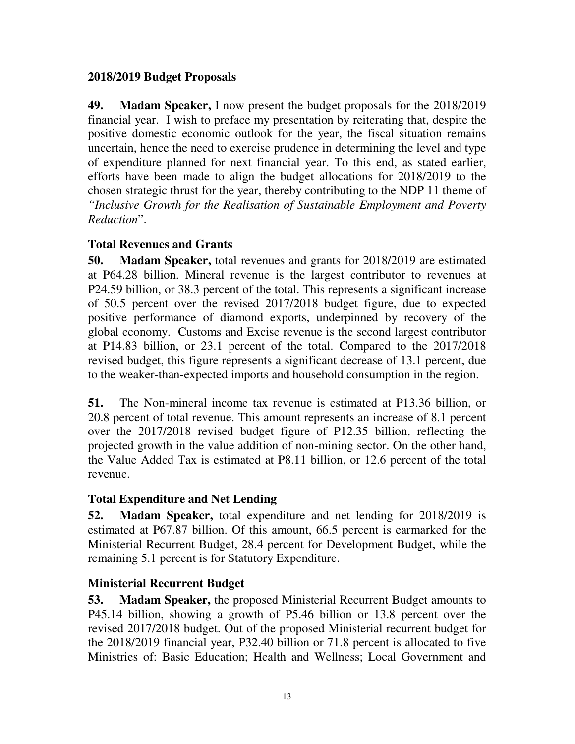## 2018/2019 Budget Proposals

**49. Madam Speaker,** I now present the budget proposals for the 2018/2019 financial year. I wish to preface my presentation by reiterating that, despite the positive domestic economic outlook for the year, the fiscal situation remains uncertain, hence the need to exercise prudence in determining the level and type of expenditure planned for next financial year. To this end, as stated earlier, efforts have been made to align the budget allocations for 2018/2019 to the chosen strategic thrust for the year, thereby contributing to the NDP 11 theme of *"Inclusive Growth for the Realisation of Sustainable Employment and Poverty Reduction*".

### Total Revenues and Grants

**50. Madam Speaker,** total revenues and grants for 2018/2019 are estimated at P64.28 billion. Mineral revenue is the largest contributor to revenues at P24.59 billion, or 38.3 percent of the total. This represents a significant increase of 50.5 percent over the revised 2017/2018 budget figure, due to expected positive performance of diamond exports, underpinned by recovery of the global economy. Customs and Excise revenue is the second largest contributor at P14.83 billion, or 23.1 percent of the total. Compared to the 2017/2018 revised budget, this figure represents a significant decrease of 13.1 percent, due to the weaker-than-expected imports and household consumption in the region.

**51.** The Non-mineral income tax revenue is estimated at P13.36 billion, or 20.8 percent of total revenue. This amount represents an increase of 8.1 percent over the 2017/2018 revised budget figure of P12.35 billion, reflecting the projected growth in the value addition of non-mining sector. On the other hand, the Value Added Tax is estimated at P8.11 billion, or 12.6 percent of the total revenue.

### Total Expenditure and Net Lending

**52. Madam Speaker,** total expenditure and net lending for 2018/2019 is estimated at P67.87 billion. Of this amount, 66.5 percent is earmarked for the Ministerial Recurrent Budget, 28.4 percent for Development Budget, while the remaining 5.1 percent is for Statutory Expenditure.

### Ministerial Recurrent Budget

**53. Madam Speaker,** the proposed Ministerial Recurrent Budget amounts to P45.14 billion, showing a growth of P5.46 billion or 13.8 percent over the revised 2017/2018 budget. Out of the proposed Ministerial recurrent budget for the 2018/2019 financial year, P32.40 billion or 71.8 percent is allocated to five Ministries of: Basic Education; Health and Wellness; Local Government and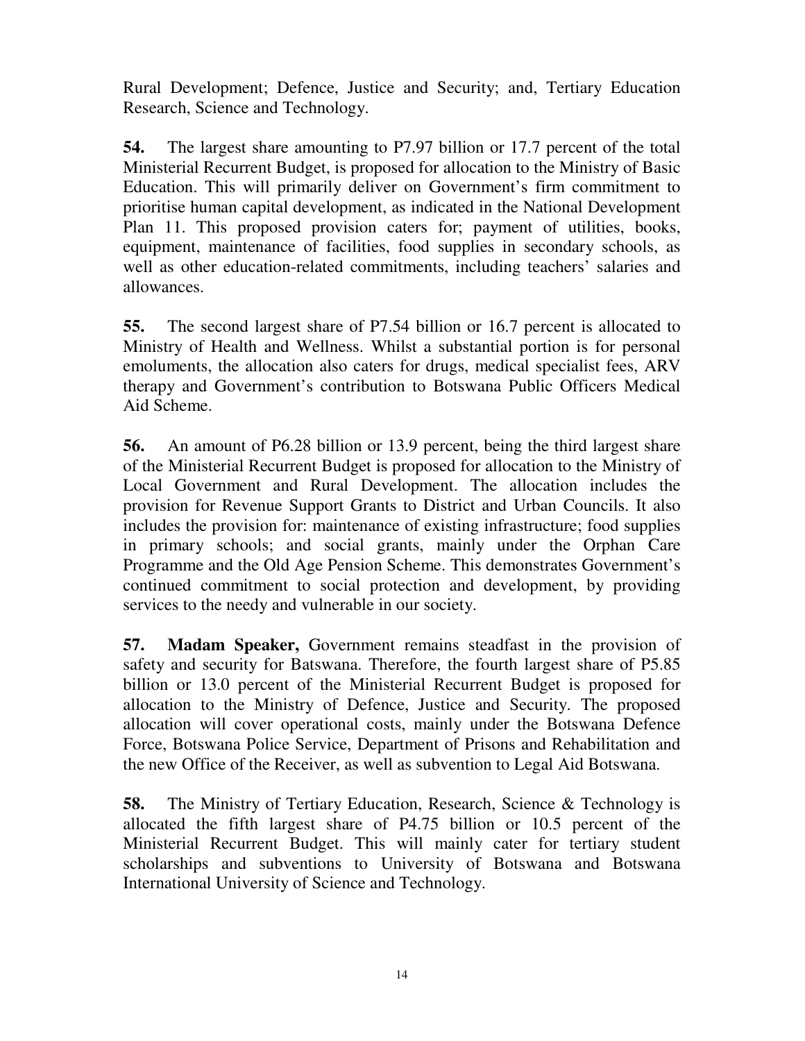Rural Development; Defence, Justice and Security; and, Tertiary Education Research, Science and Technology.

**54.** The largest share amounting to P7.97 billion or 17.7 percent of the total Ministerial Recurrent Budget, is proposed for allocation to the Ministry of Basic Education. This will primarily deliver on Government's firm commitment to prioritise human capital development, as indicated in the National Development Plan 11. This proposed provision caters for; payment of utilities, books, equipment, maintenance of facilities, food supplies in secondary schools, as well as other education-related commitments, including teachers' salaries and allowances.

**55.** The second largest share of P7.54 billion or 16.7 percent is allocated to Ministry of Health and Wellness. Whilst a substantial portion is for personal emoluments, the allocation also caters for drugs, medical specialist fees, ARV therapy and Government's contribution to Botswana Public Officers Medical Aid Scheme.

**56.** An amount of P6.28 billion or 13.9 percent, being the third largest share of the Ministerial Recurrent Budget is proposed for allocation to the Ministry of Local Government and Rural Development. The allocation includes the provision for Revenue Support Grants to District and Urban Councils. It also includes the provision for: maintenance of existing infrastructure; food supplies in primary schools; and social grants, mainly under the Orphan Care Programme and the Old Age Pension Scheme. This demonstrates Government's continued commitment to social protection and development, by providing services to the needy and vulnerable in our society.

**57. Madam Speaker,** Government remains steadfast in the provision of safety and security for Batswana. Therefore, the fourth largest share of P5.85 billion or 13.0 percent of the Ministerial Recurrent Budget is proposed for allocation to the Ministry of Defence, Justice and Security. The proposed allocation will cover operational costs, mainly under the Botswana Defence Force, Botswana Police Service, Department of Prisons and Rehabilitation and the new Office of the Receiver, as well as subvention to Legal Aid Botswana.

**58.** The Ministry of Tertiary Education, Research, Science & Technology is allocated the fifth largest share of P4.75 billion or 10.5 percent of the Ministerial Recurrent Budget. This will mainly cater for tertiary student scholarships and subventions to University of Botswana and Botswana International University of Science and Technology.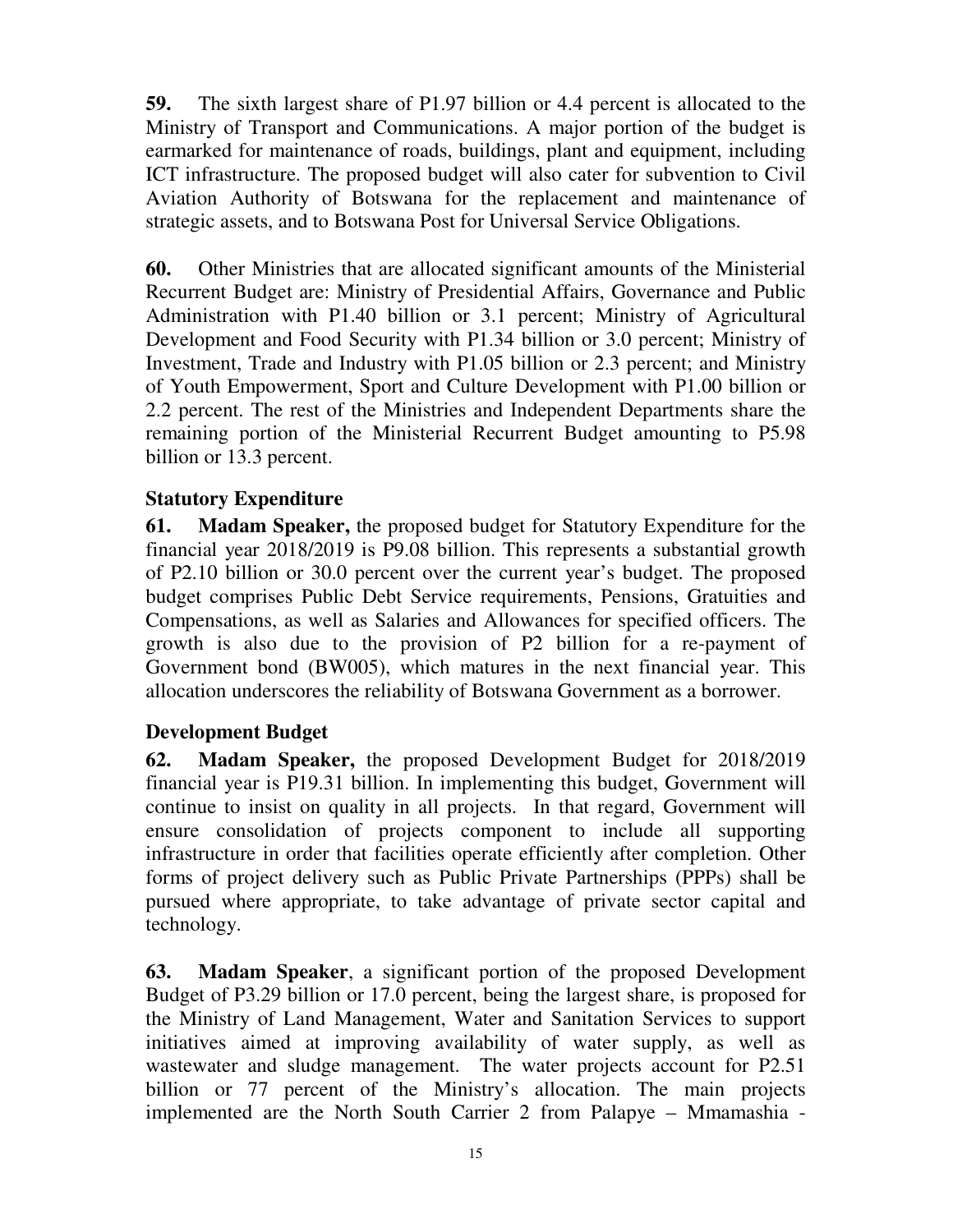**59.** The sixth largest share of P1.97 billion or 4.4 percent is allocated to the Ministry of Transport and Communications. A major portion of the budget is earmarked for maintenance of roads, buildings, plant and equipment, including ICT infrastructure. The proposed budget will also cater for subvention to Civil Aviation Authority of Botswana for the replacement and maintenance of strategic assets, and to Botswana Post for Universal Service Obligations.

**60.** Other Ministries that are allocated significant amounts of the Ministerial Recurrent Budget are: Ministry of Presidential Affairs, Governance and Public Administration with P1.40 billion or 3.1 percent; Ministry of Agricultural Development and Food Security with P1.34 billion or 3.0 percent; Ministry of Investment, Trade and Industry with P1.05 billion or 2.3 percent; and Ministry of Youth Empowerment, Sport and Culture Development with P1.00 billion or 2.2 percent. The rest of the Ministries and Independent Departments share the remaining portion of the Ministerial Recurrent Budget amounting to P5.98 billion or 13.3 percent.

### Statutory Expenditure

**61. Madam Speaker,** the proposed budget for Statutory Expenditure for the financial year 2018/2019 is P9.08 billion. This represents a substantial growth of P2.10 billion or 30.0 percent over the current year's budget. The proposed budget comprises Public Debt Service requirements, Pensions, Gratuities and Compensations, as well as Salaries and Allowances for specified officers. The growth is also due to the provision of P2 billion for a re-payment of Government bond (BW005), which matures in the next financial year. This allocation underscores the reliability of Botswana Government as a borrower.

### Development Budget

**62. Madam Speaker,** the proposed Development Budget for 2018/2019 financial year is P19.31 billion. In implementing this budget, Government will continue to insist on quality in all projects. In that regard, Government will ensure consolidation of projects component to include all supporting infrastructure in order that facilities operate efficiently after completion. Other forms of project delivery such as Public Private Partnerships (PPPs) shall be pursued where appropriate, to take advantage of private sector capital and technology.

**63. Madam Speaker**, a significant portion of the proposed Development Budget of P3.29 billion or 17.0 percent, being the largest share, is proposed for the Ministry of Land Management, Water and Sanitation Services to support initiatives aimed at improving availability of water supply, as well as wastewater and sludge management. The water projects account for P2.51 billion or 77 percent of the Ministry's allocation. The main projects implemented are the North South Carrier 2 from Palapye – Mmamashia -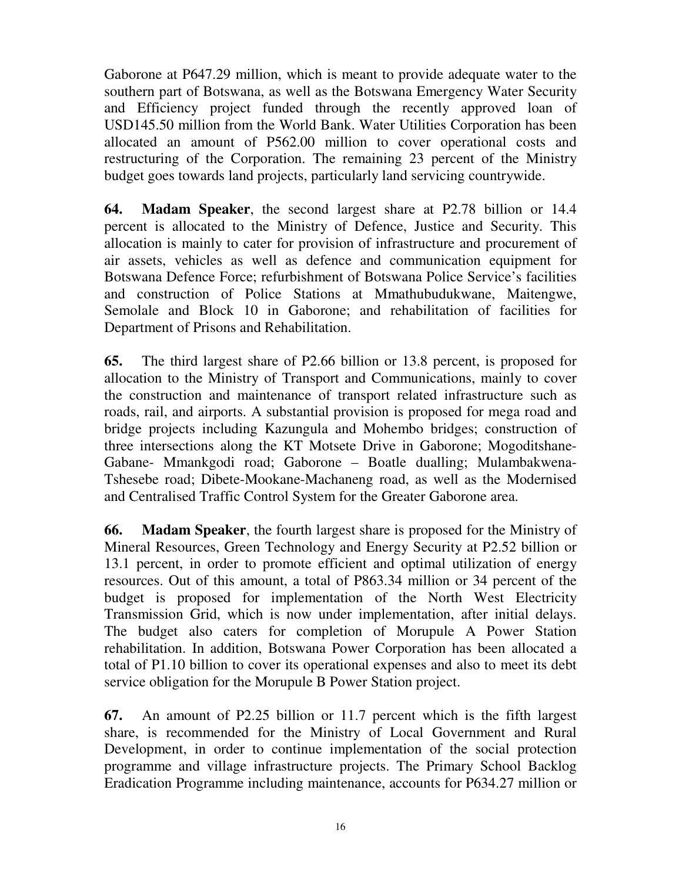Gaborone at P647.29 million, which is meant to provide adequate water to the southern part of Botswana, as well as the Botswana Emergency Water Security and Efficiency project funded through the recently approved loan of USD145.50 million from the World Bank. Water Utilities Corporation has been allocated an amount of P562.00 million to cover operational costs and restructuring of the Corporation. The remaining 23 percent of the Ministry budget goes towards land projects, particularly land servicing countrywide.

**64.** **Madam Speaker**, the second largest share at P2.78 billion or 14.4 percent is allocated to the Ministry of Defence, Justice and Security. This allocation is mainly to cater for provision of infrastructure and procurement of air assets, vehicles as well as defence and communication equipment for Botswana Defence Force; refurbishment of Botswana Police Service's facilities and construction of Police Stations at Mmathubudukwane, Maitengwe, Semolale and Block 10 in Gaborone; and rehabilitation of facilities for Department of Prisons and Rehabilitation.

**65.** The third largest share of P2.66 billion or 13.8 percent, is proposed for allocation to the Ministry of Transport and Communications, mainly to cover the construction and maintenance of transport related infrastructure such as roads, rail, and airports. A substantial provision is proposed for mega road and bridge projects including Kazungula and Mohembo bridges; construction of three intersections along the KT Motsete Drive in Gaborone; Mogoditshane-Gabane- Mmankgodi road; Gaborone – Boatle dualling; Mulambakwena-Tshesebe road; Dibete-Mookane-Machaneng road, as well as the Modernised and Centralised Traffic Control System for the Greater Gaborone area.

**66.** **Madam Speaker**, the fourth largest share is proposed for the Ministry of Mineral Resources, Green Technology and Energy Security at P2.52 billion or 13.1 percent, in order to promote efficient and optimal utilization of energy resources. Out of this amount, a total of P863.34 million or 34 percent of the budget is proposed for implementation of the North West Electricity Transmission Grid, which is now under implementation, after initial delays. The budget also caters for completion of Morupule A Power Station rehabilitation. In addition, Botswana Power Corporation has been allocated a total of P1.10 billion to cover its operational expenses and also to meet its debt service obligation for the Morupule B Power Station project.

**67.** An amount of P2.25 billion or 11.7 percent which is the fifth largest share, is recommended for the Ministry of Local Government and Rural Development, in order to continue implementation of the social protection programme and village infrastructure projects. The Primary School Backlog Eradication Programme including maintenance, accounts for P634.27 million or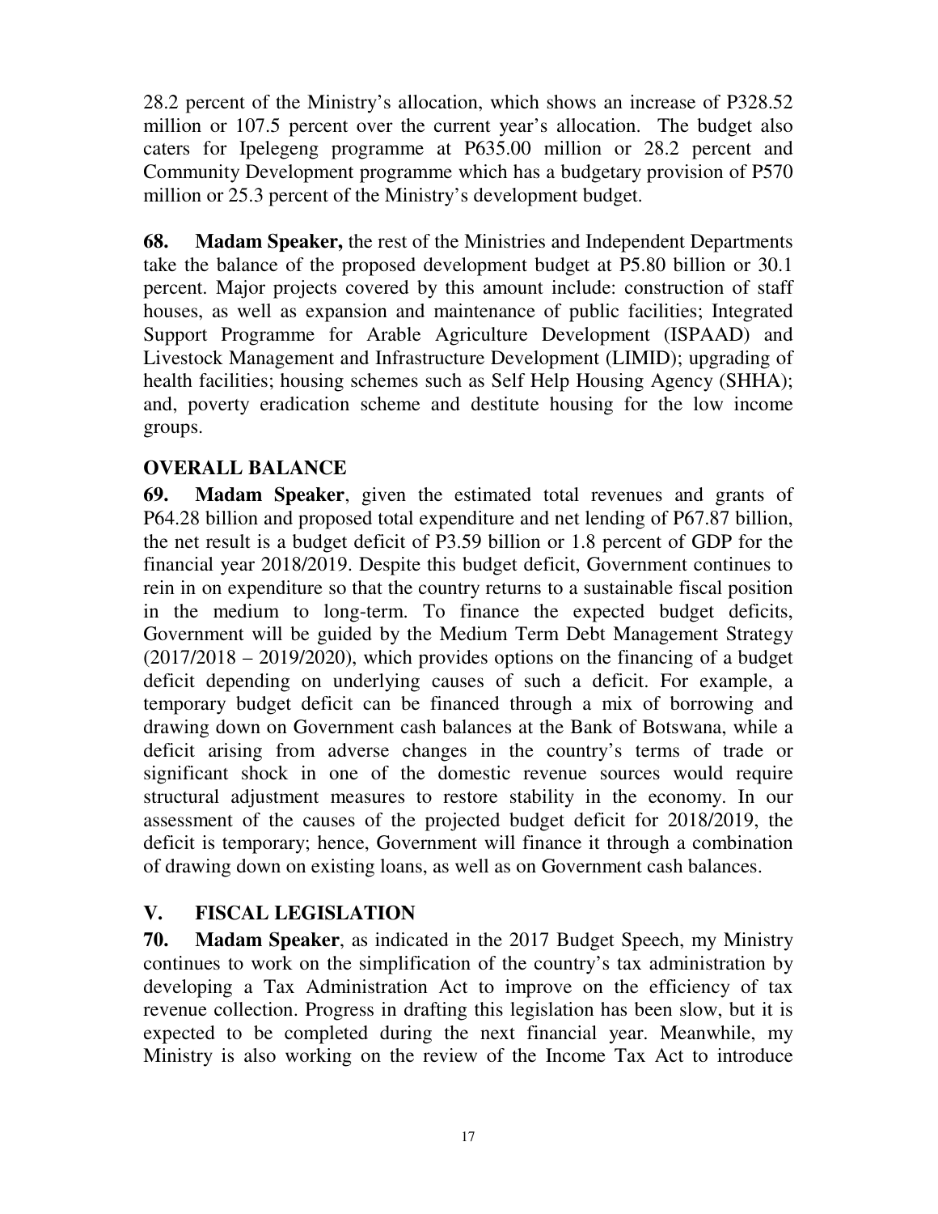28.2 percent of the Ministry's allocation, which shows an increase of P328.52 million or 107.5 percent over the current year's allocation. The budget also caters for Ipelegeng programme at P635.00 million or 28.2 percent and Community Development programme which has a budgetary provision of P570 million or 25.3 percent of the Ministry's development budget.

**68. Madam Speaker,** the rest of the Ministries and Independent Departments take the balance of the proposed development budget at P5.80 billion or 30.1 percent. Major projects covered by this amount include: construction of staff houses, as well as expansion and maintenance of public facilities; Integrated Support Programme for Arable Agriculture Development (ISPAAD) and Livestock Management and Infrastructure Development (LIMID); upgrading of health facilities; housing schemes such as Self Help Housing Agency (SHHA); and, poverty eradication scheme and destitute housing for the low income groups.

## OVERALL BALANCE

**69. Madam Speaker**, given the estimated total revenues and grants of P64.28 billion and proposed total expenditure and net lending of P67.87 billion, the net result is a budget deficit of P3.59 billion or 1.8 percent of GDP for the financial year 2018/2019. Despite this budget deficit, Government continues to rein in on expenditure so that the country returns to a sustainable fiscal position in the medium to long-term. To finance the expected budget deficits, Government will be guided by the Medium Term Debt Management Strategy (2017/2018 – 2019/2020), which provides options on the financing of a budget deficit depending on underlying causes of such a deficit. For example, a temporary budget deficit can be financed through a mix of borrowing and drawing down on Government cash balances at the Bank of Botswana, while a deficit arising from adverse changes in the country's terms of trade or significant shock in one of the domestic revenue sources would require structural adjustment measures to restore stability in the economy. In our assessment of the causes of the projected budget deficit for 2018/2019, the deficit is temporary; hence, Government will finance it through a combination of drawing down on existing loans, as well as on Government cash balances.

## V. FISCAL LEGISLATION

**70. Madam Speaker**, as indicated in the 2017 Budget Speech, my Ministry continues to work on the simplification of the country's tax administration by developing a Tax Administration Act to improve on the efficiency of tax revenue collection. Progress in drafting this legislation has been slow, but it is expected to be completed during the next financial year. Meanwhile, my Ministry is also working on the review of the Income Tax Act to introduce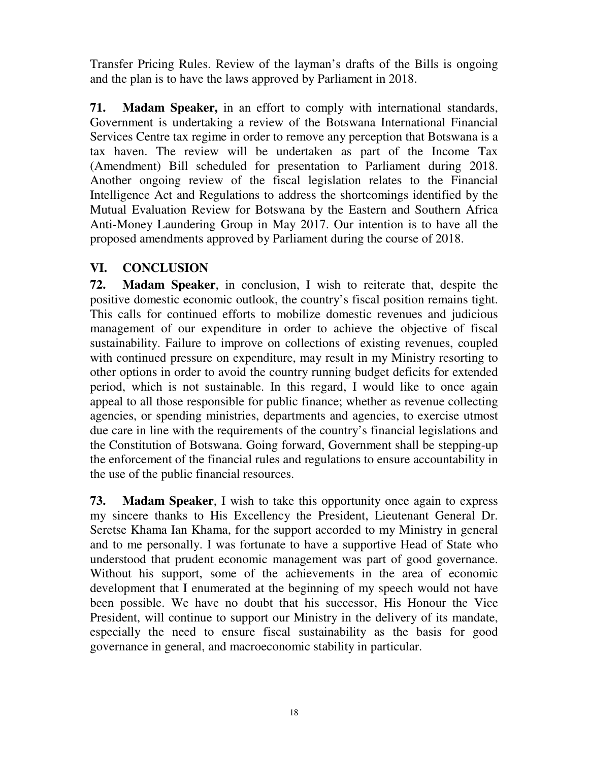Transfer Pricing Rules. Review of the layman's drafts of the Bills is ongoing and the plan is to have the laws approved by Parliament in 2018.

**71. Madam Speaker,** in an effort to comply with international standards, Government is undertaking a review of the Botswana International Financial Services Centre tax regime in order to remove any perception that Botswana is a tax haven. The review will be undertaken as part of the Income Tax (Amendment) Bill scheduled for presentation to Parliament during 2018. Another ongoing review of the fiscal legislation relates to the Financial Intelligence Act and Regulations to address the shortcomings identified by the Mutual Evaluation Review for Botswana by the Eastern and Southern Africa Anti-Money Laundering Group in May 2017. Our intention is to have all the proposed amendments approved by Parliament during the course of 2018.

## VI. CONCLUSION

**72. Madam Speaker**, in conclusion, I wish to reiterate that, despite the positive domestic economic outlook, the country's fiscal position remains tight. This calls for continued efforts to mobilize domestic revenues and judicious management of our expenditure in order to achieve the objective of fiscal sustainability. Failure to improve on collections of existing revenues, coupled with continued pressure on expenditure, may result in my Ministry resorting to other options in order to avoid the country running budget deficits for extended period, which is not sustainable. In this regard, I would like to once again appeal to all those responsible for public finance; whether as revenue collecting agencies, or spending ministries, departments and agencies, to exercise utmost due care in line with the requirements of the country's financial legislations and the Constitution of Botswana. Going forward, Government shall be stepping-up the enforcement of the financial rules and regulations to ensure accountability in the use of the public financial resources.

**73. Madam Speaker**, I wish to take this opportunity once again to express my sincere thanks to His Excellency the President, Lieutenant General Dr. Seretse Khama Ian Khama, for the support accorded to my Ministry in general and to me personally. I was fortunate to have a supportive Head of State who understood that prudent economic management was part of good governance. Without his support, some of the achievements in the area of economic development that I enumerated at the beginning of my speech would not have been possible. We have no doubt that his successor, His Honour the Vice President, will continue to support our Ministry in the delivery of its mandate, especially the need to ensure fiscal sustainability as the basis for good governance in general, and macroeconomic stability in particular.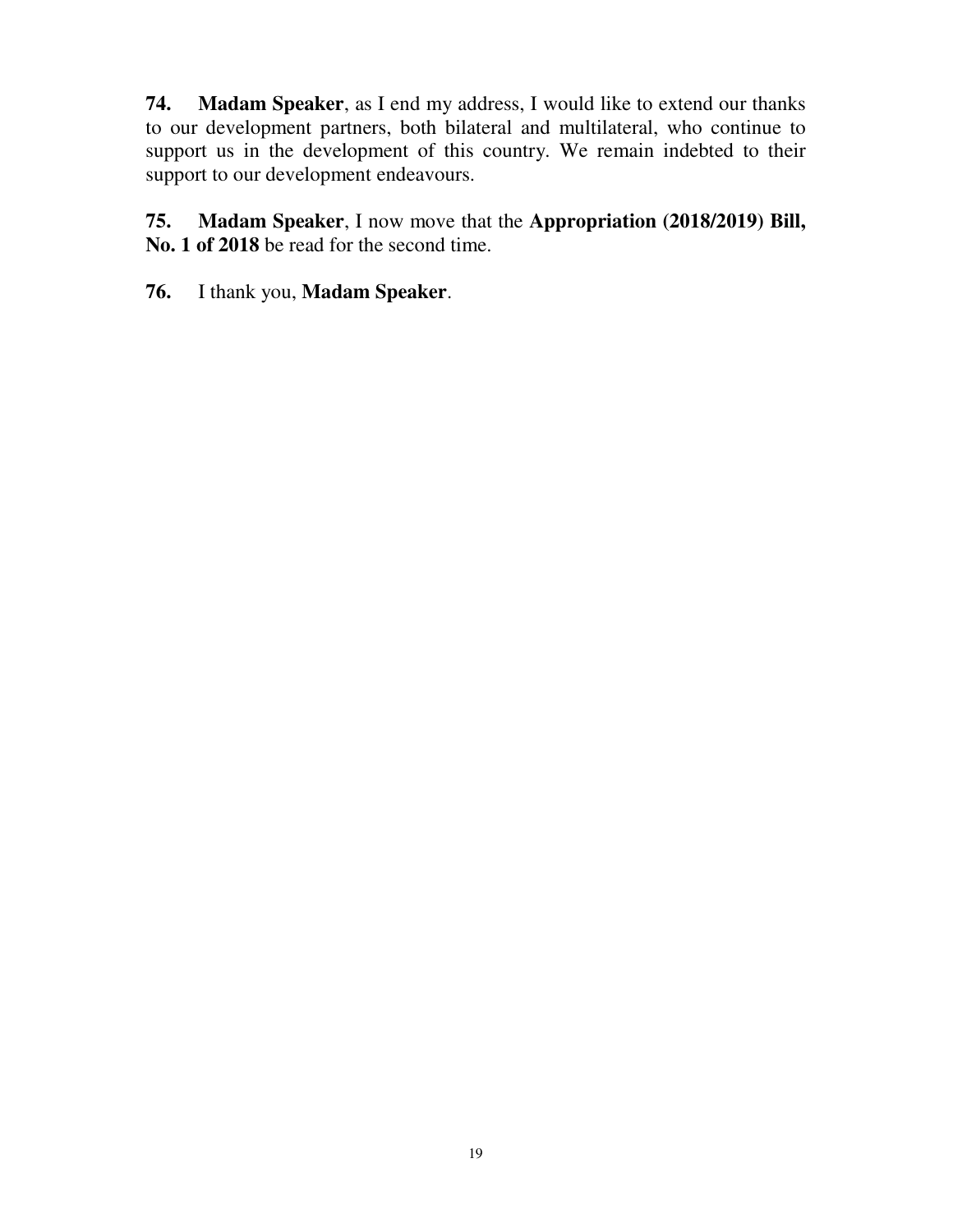**74.** **Madam Speaker**, as I end my address, I would like to extend our thanks to our development partners, both bilateral and multilateral, who continue to support us in the development of this country. We remain indebted to their support to our development endeavours.

**75.** **Madam Speaker**, I now move that the **Appropriation (2018/2019) Bill, No. 1 of 2018** be read for the second time.

**76.** I thank you, **Madam Speaker**.